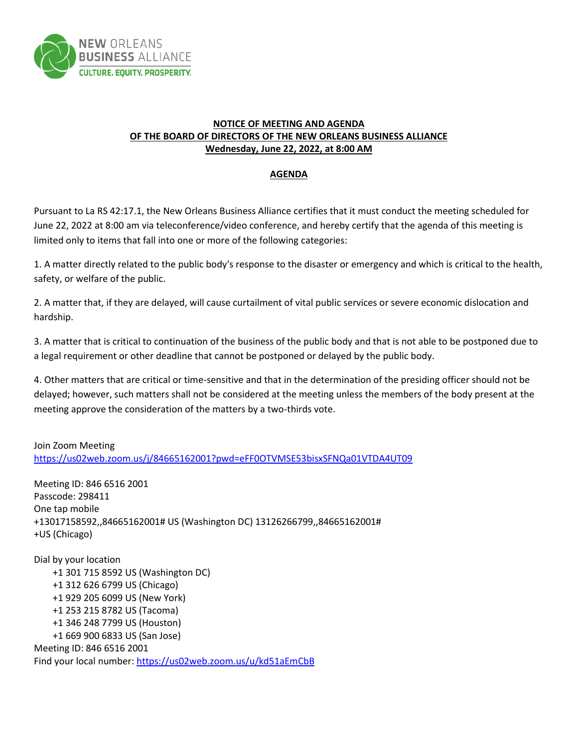NEW ORLEANS BUSINESS ALLIANCE
CULTURE. EQUITY. PROSPERITY.

**NOTICE OF MEETING AND AGENDA**
**OF THE BOARD OF DIRECTORS OF THE NEW ORLEANS BUSINESS ALLIANCE**
**Wednesday, June 22, 2022, at 8:00 AM**

**AGENDA**

Pursuant to La RS 42:17.1, the New Orleans Business Alliance certifies that it must conduct the meeting scheduled for June 22, 2022 at 8:00 am via teleconference/video conference, and hereby certify that the agenda of this meeting is limited only to items that fall into one or more of the following categories:

1. A matter directly related to the public body's response to the disaster or emergency and which is critical to the health, safety, or welfare of the public.

2. A matter that, if they are delayed, will cause curtailment of vital public services or severe economic dislocation and hardship.

3. A matter that is critical to continuation of the business of the public body and that is not able to be postponed due to a legal requirement or other deadline that cannot be postponed or delayed by the public body.

4. Other matters that are critical or time-sensitive and that in the determination of the presiding officer should not be delayed; however, such matters shall not be considered at the meeting unless the members of the body present at the meeting approve the consideration of the matters by a two-thirds vote.

Join Zoom Meeting
https://us02web.zoom.us/j/84665162001?pwd=eFF0OTVMSE53bisxSFNQa01VTDA4UT09

Meeting ID: 846 6516 2001
Passcode: 298411
One tap mobile
+13017158592,,84665162001# US (Washington DC) 13126266799,,84665162001#
+US (Chicago)

Dial by your location
- +1 301 715 8592 US (Washington DC)
- +1 312 626 6799 US (Chicago)
- +1 929 205 6099 US (New York)
- +1 253 215 8782 US (Tacoma)
- +1 346 248 7799 US (Houston)
- +1 669 900 6833 US (San Jose)

Meeting ID: 846 6516 2001
Find your local number: https://us02web.zoom.us/u/kd51aEmCbB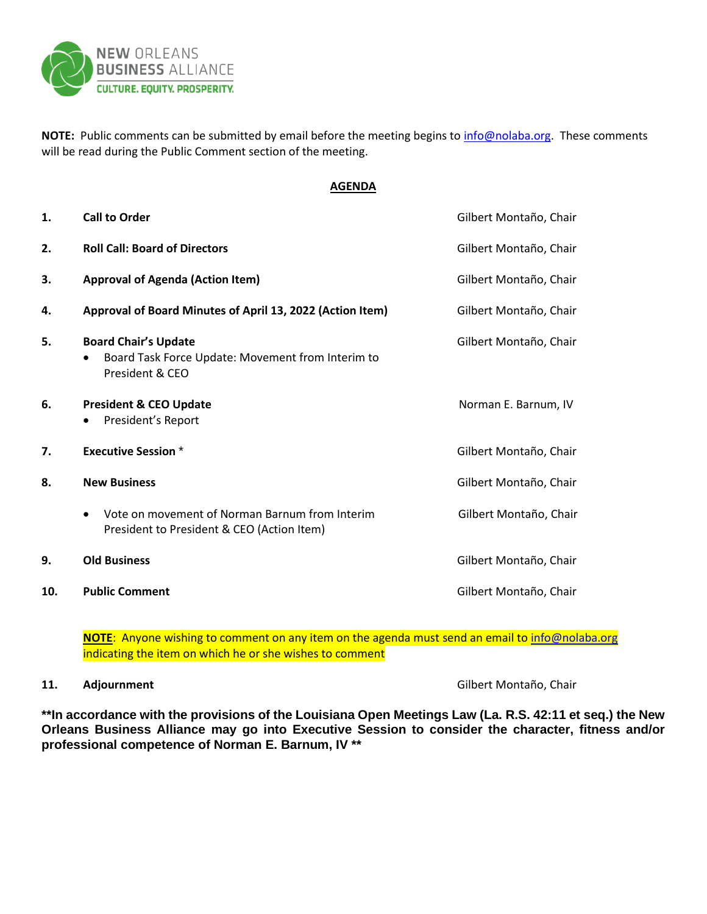NEW ORLEANS BUSINESS ALLIANCE
CULTURE. EQUITY. PROSPERITY.

**NOTE:** Public comments can be submitted by email before the meeting begins to info@nolaba.org. These comments will be read during the Public Comment section of the meeting.

## AGENDA

| | | |
|---|---|---|
| **1.** | **Call to Order** | Gilbert Montaño, Chair |
| **2.** | **Roll Call: Board of Directors** | Gilbert Montaño, Chair |
| **3.** | **Approval of Agenda (Action Item)** | Gilbert Montaño, Chair |
| **4.** | **Approval of Board Minutes of April 13, 2022 (Action Item)** | Gilbert Montaño, Chair |
| **5.** | **Board Chair's Update**<br>• Board Task Force Update: Movement from Interim to President & CEO | Gilbert Montaño, Chair |
| **6.** | **President & CEO Update**<br>• President's Report | Norman E. Barnum, IV |
| **7.** | **Executive Session** * | Gilbert Montaño, Chair |
| **8.** | **New Business** | Gilbert Montaño, Chair |
| | • Vote on movement of Norman Barnum from Interim President to President & CEO (Action Item) | Gilbert Montaño, Chair |
| **9.** | **Old Business** | Gilbert Montaño, Chair |
| **10.** | **Public Comment** | Gilbert Montaño, Chair |

**NOTE**: Anyone wishing to comment on any item on the agenda must send an email to info@nolaba.org indicating the item on which he or she wishes to comment

| | | |
|---|---|---|
| **11.** | **Adjournment** | Gilbert Montaño, Chair |

**\*\*In accordance with the provisions of the Louisiana Open Meetings Law (La. R.S. 42:11 et seq.) the New Orleans Business Alliance may go into Executive Session to consider the character, fitness and/or professional competence of Norman E. Barnum, IV \*\***